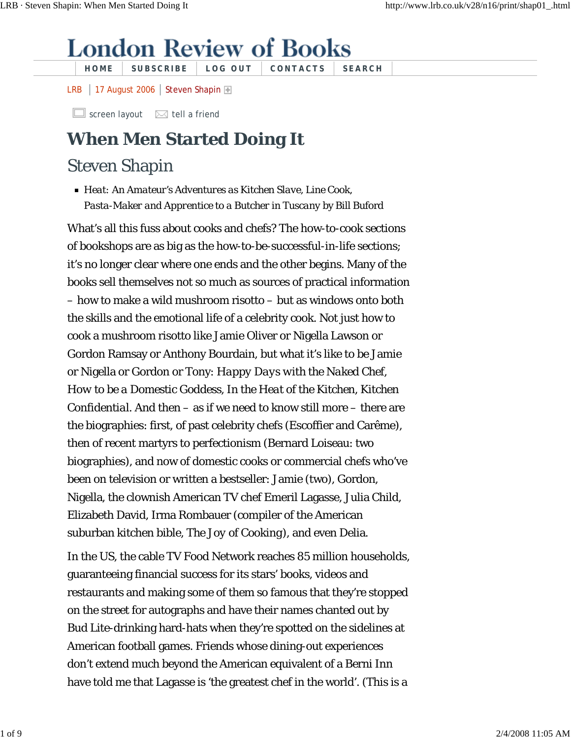# When Men Started Doing It

## Steven Shapin

- *Heat: An Amateur's Adventures as Kitchen Slave, Line Cook, Pasta-Maker and Apprentice to a Butcher in Tuscany* by Bill Buford

What's all this fuss about cooks and chefs? The how-to-cook sections of bookshops are as big as the how-to-be-successful-in-life sections; it's no longer clear where one ends and the other begins. Many of the books sell themselves not so much as sources of practical information – how to make a wild mushroom risotto – but as windows onto both the skills and the emotional life of a celebrity cook. Not just how to cook a mushroom risotto like Jamie Oliver or Nigella Lawson or Gordon Ramsay or Anthony Bourdain, but what it's like to be Jamie or Nigella or Gordon or Tony: *Happy Days with the Naked Chef*, *How to be a Domestic Goddess*, *In the Heat of the Kitchen*, *Kitchen Confidential*. And then – as if we need to know still more – there are the biographies: first, of past celebrity chefs (Escoffier and Carême), then of recent martyrs to perfectionism (Bernard Loiseau: two biographies), and now of domestic cooks or commercial chefs who've been on television or written a bestseller: Jamie (two), Gordon, Nigella, the clownish American TV chef Emeril Lagasse, Julia Child, Elizabeth David, Irma Rombauer (compiler of the American suburban kitchen bible, *The Joy of Cooking*), and even Delia.

In the US, the cable TV Food Network reaches 85 million households, guaranteeing financial success for its stars' books, videos and restaurants and making some of them so famous that they're stopped on the street for autographs and have their names chanted out by Bud Lite-drinking hard-hats when they're spotted on the sidelines at American football games. Friends whose dining-out experiences don't extend much beyond the American equivalent of a Berni Inn have told me that Lagasse is 'the greatest chef in the world'. (This is a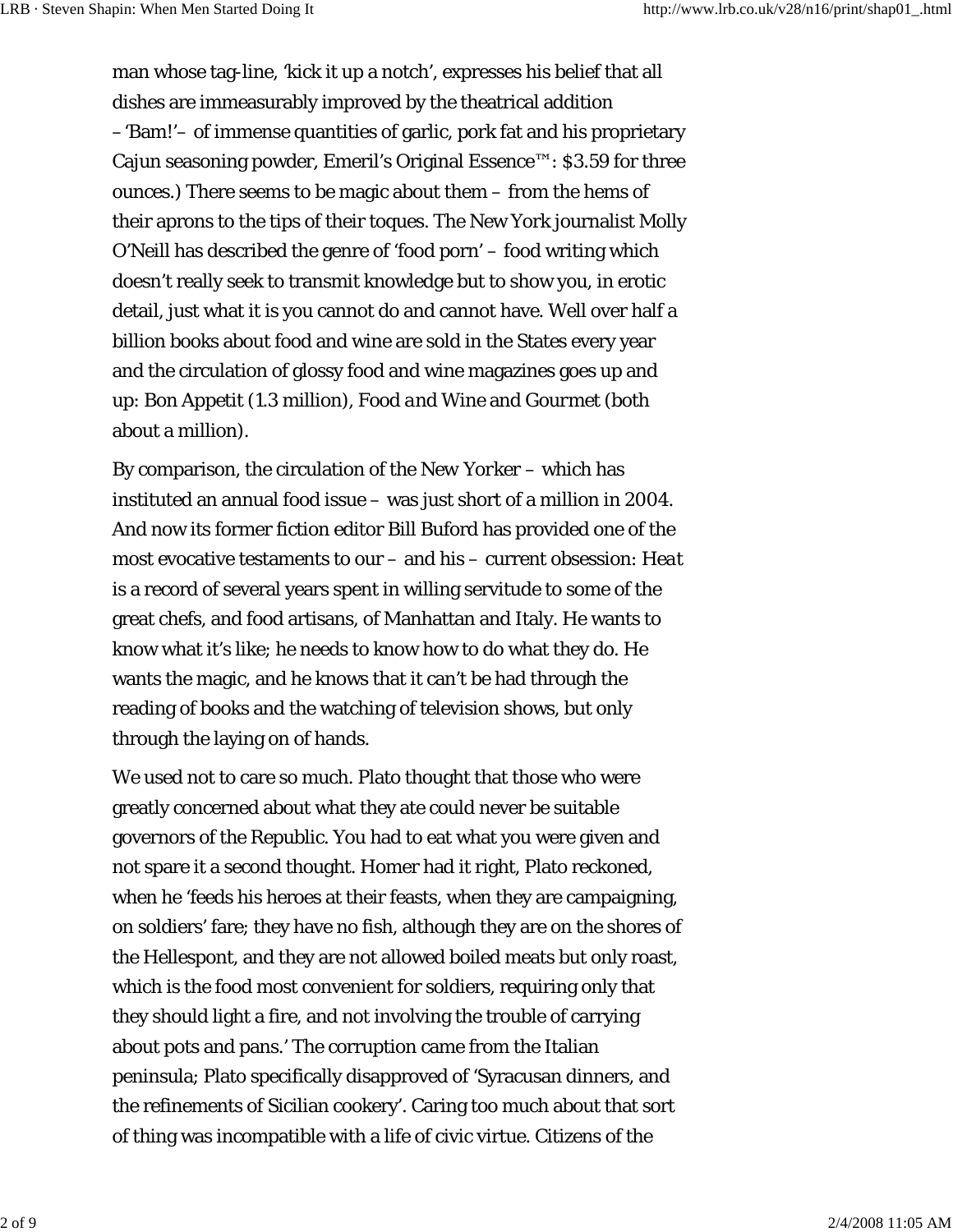man whose tag-line, 'kick it up a notch', expresses his belief that all dishes are immeasurably improved by the theatrical addition – 'Bam!'– of immense quantities of garlic, pork fat and his proprietary Cajun seasoning powder, Emeril's Original Essence™: $3.59 for three ounces.) There seems to be magic about them – from the hems of their aprons to the tips of their toques. The New York journalist Molly O'Neill has described the genre of 'food porn' – food writing which doesn't really seek to transmit knowledge but to show you, in erotic detail, just what it is you cannot do and cannot have. Well over half a billion books about food and wine are sold in the States every year and the circulation of glossy food and wine magazines goes up and up: *Bon Appetit* (1.3 million), *Food and Wine* and *Gourmet* (both about a million).

By comparison, the circulation of the *New Yorker* – which has instituted an annual food issue – was just short of a million in 2004. And now its former fiction editor Bill Buford has provided one of the most evocative testaments to our – and his – current obsession: *Heat* is a record of several years spent in willing servitude to some of the great chefs, and food artisans, of Manhattan and Italy. He wants to know what it's like; he needs to know how to do what they do. He wants the magic, and he knows that it can't be had through the reading of books and the watching of television shows, but only through the laying on of hands.

We used not to care so much. Plato thought that those who were greatly concerned about what they ate could never be suitable governors of the Republic. You had to eat what you were given and not spare it a second thought. Homer had it right, Plato reckoned, when he 'feeds his heroes at their feasts, when they are campaigning, on soldiers' fare; they have no fish, although they are on the shores of the Hellespont, and they are not allowed boiled meats but only roast, which is the food most convenient for soldiers, requiring only that they should light a fire, and not involving the trouble of carrying about pots and pans.' The corruption came from the Italian peninsula; Plato specifically disapproved of 'Syracusan dinners, and the refinements of Sicilian cookery'. Caring too much about that sort of thing was incompatible with a life of civic virtue. Citizens of the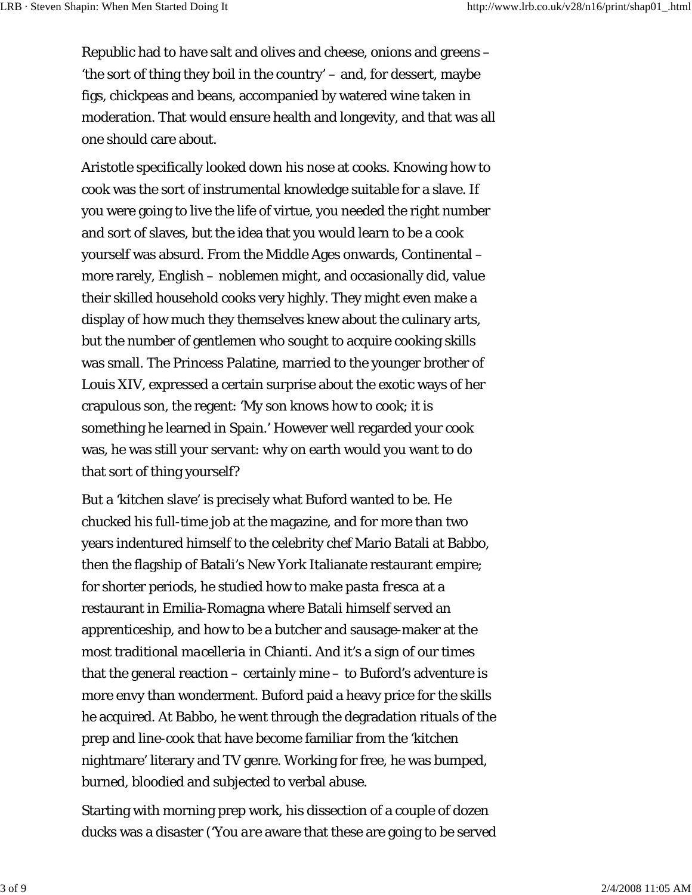Republic had to have salt and olives and cheese, onions and greens – 'the sort of thing they boil in the country' – and, for dessert, maybe figs, chickpeas and beans, accompanied by watered wine taken in moderation. That would ensure health and longevity, and that was all one should care about.

Aristotle specifically looked down his nose at cooks. Knowing how to cook was the sort of instrumental knowledge suitable for a slave. If you were going to live the life of virtue, you needed the right number and sort of slaves, but the idea that you would learn to be a cook yourself was absurd. From the Middle Ages onwards, Continental – more rarely, English – noblemen might, and occasionally did, value their skilled household cooks very highly. They might even make a display of how much they themselves knew about the culinary arts, but the number of gentlemen who sought to acquire cooking skills was small. The Princess Palatine, married to the younger brother of Louis XIV, expressed a certain surprise about the exotic ways of her crapulous son, the regent: 'My son knows how to cook; it is something he learned in Spain.' However well regarded your cook was, he was still your servant: why on earth would you want to do that sort of thing yourself?

But a 'kitchen slave' is precisely what Buford wanted to be. He chucked his full-time job at the magazine, and for more than two years indentured himself to the celebrity chef Mario Batali at Babbo, then the flagship of Batali's New York Italianate restaurant empire; for shorter periods, he studied how to make *pasta fresca* at a restaurant in Emilia-Romagna where Batali himself served an apprenticeship, and how to be a butcher and sausage-maker at the most traditional *macelleria* in Chianti. And it's a sign of our times that the general reaction – certainly mine – to Buford's adventure is more envy than wonderment. Buford paid a heavy price for the skills he acquired. At Babbo, he went through the degradation rituals of the prep and line-cook that have become familiar from the 'kitchen nightmare' literary and TV genre. Working for free, he was bumped, burned, bloodied and subjected to verbal abuse.

Starting with morning prep work, his dissection of a couple of dozen ducks was a disaster ('You *are* aware that these are going to be served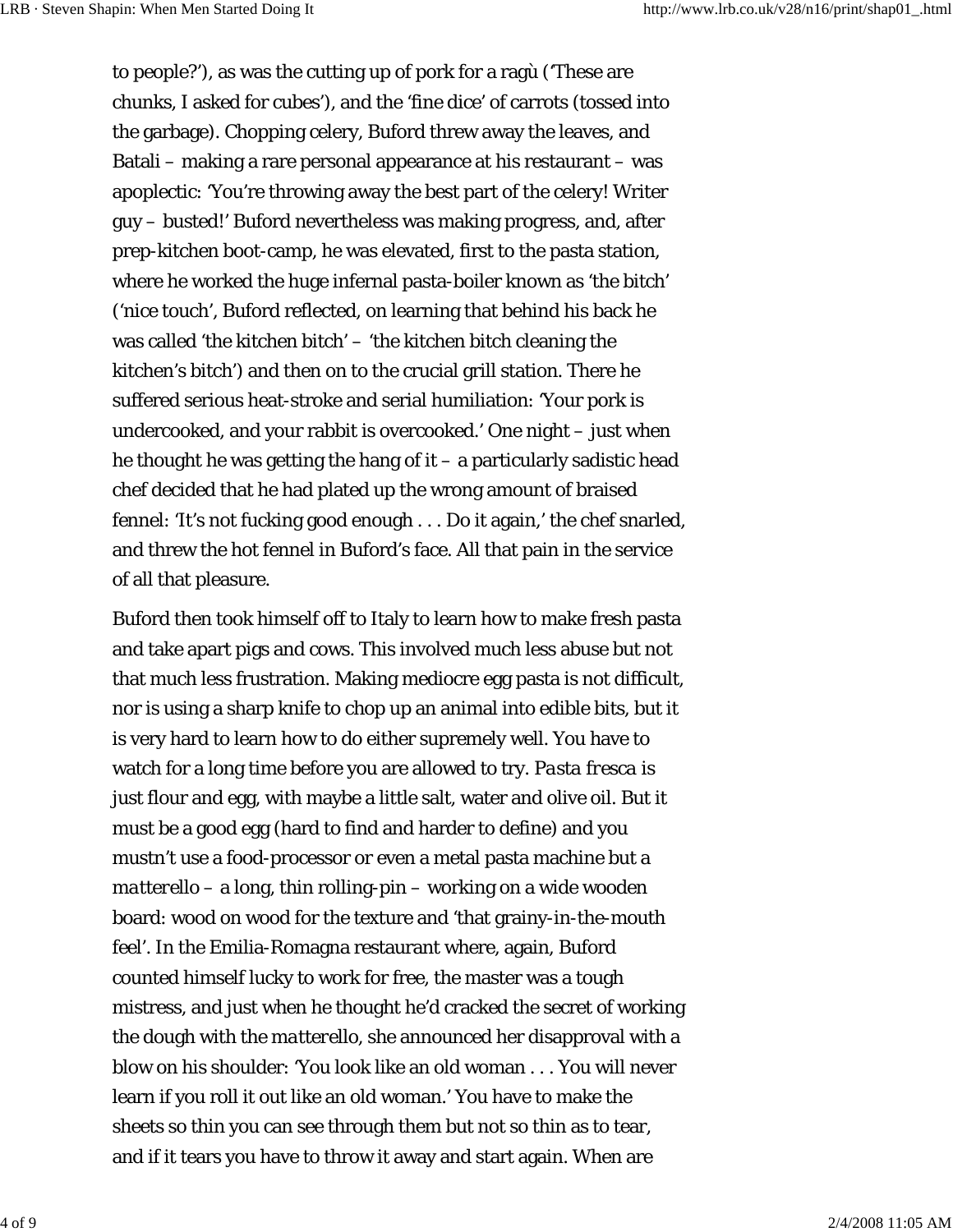to people?'), as was the cutting up of pork for a ragù ('These are chunks, I asked for cubes'), and the 'fine dice' of carrots (tossed into the garbage). Chopping celery, Buford threw away the leaves, and Batali – making a rare personal appearance at his restaurant – was apoplectic: 'You're throwing away the best part of the celery! Writer guy – busted!' Buford nevertheless was making progress, and, after prep-kitchen boot-camp, he was elevated, first to the pasta station, where he worked the huge infernal pasta-boiler known as 'the bitch' ('nice touch', Buford reflected, on learning that behind his back he was called 'the kitchen bitch' – 'the kitchen bitch cleaning the kitchen's bitch') and then on to the crucial grill station. There he suffered serious heat-stroke and serial humiliation: 'Your pork is undercooked, and your rabbit is overcooked.' One night – just when he thought he was getting the hang of it – a particularly sadistic head chef decided that he had plated up the wrong amount of braised fennel: 'It's not fucking good enough . . . Do it again,' the chef snarled, and threw the hot fennel in Buford's face. All that pain in the service of all that pleasure.

Buford then took himself off to Italy to learn how to make fresh pasta and take apart pigs and cows. This involved much less abuse but not that much less frustration. Making mediocre egg pasta is not difficult, nor is using a sharp knife to chop up an animal into edible bits, but it is very hard to learn how to do either supremely well. You have to watch for a long time before you are allowed to try. *Pasta fresca* is just flour and egg, with maybe a little salt, water and olive oil. But it must be a good egg (hard to find and harder to define) and you mustn't use a food-processor or even a metal pasta machine but a *matterello* – a long, thin rolling-pin – working on a wide wooden board: wood on wood for the texture and 'that grainy-in-the-mouth feel'. In the Emilia-Romagna restaurant where, again, Buford counted himself lucky to work for free, the master was a tough mistress, and just when he thought he'd cracked the secret of working the dough with the *matterello*, she announced her disapproval with a blow on his shoulder: 'You look like an old woman . . . You will never learn if you roll it out like an old woman.' You have to make the sheets so thin you can see through them but not so thin as to tear, and if it tears you have to throw it away and start again. When are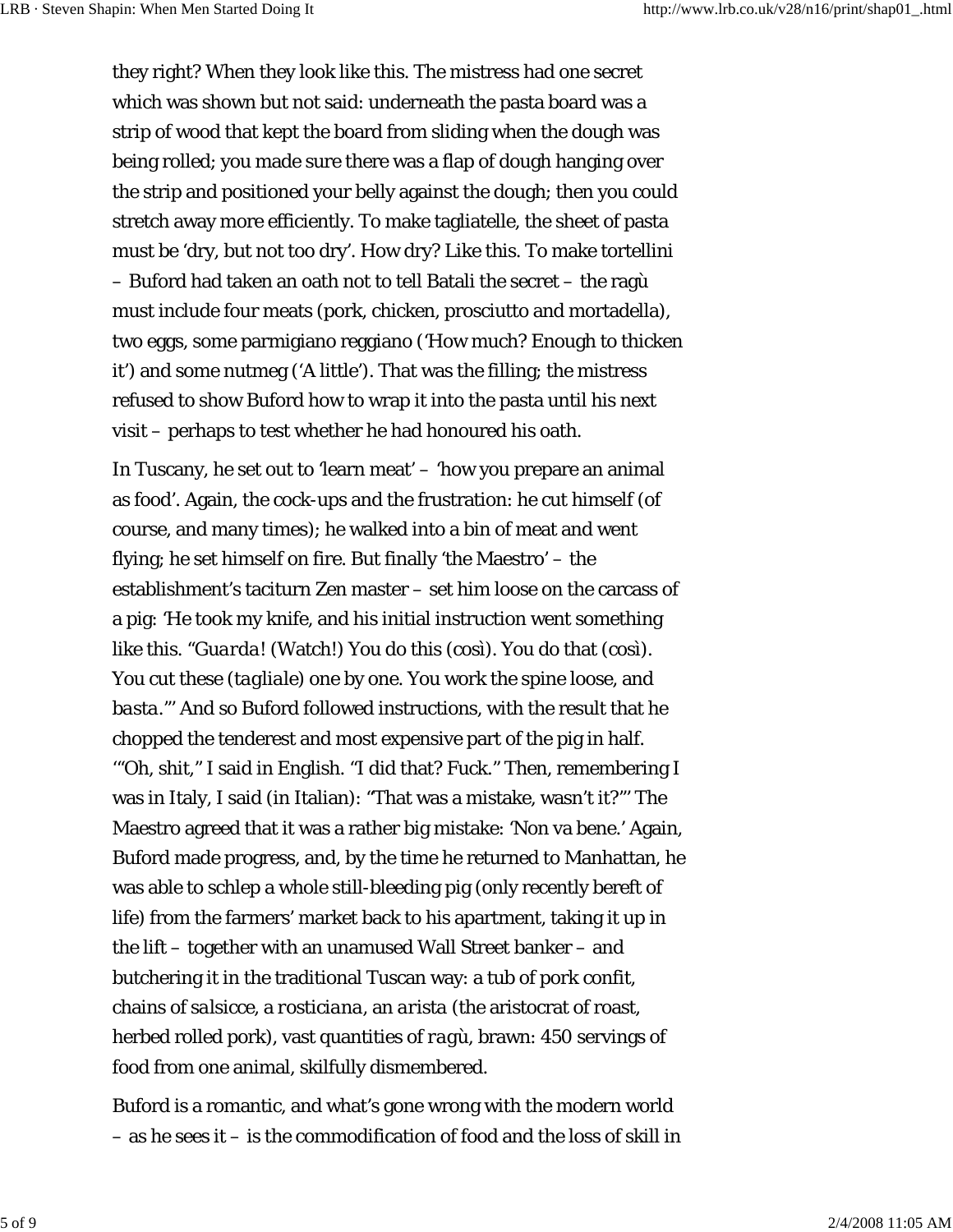they right? When they look like this. The mistress had one secret which was shown but not said: underneath the pasta board was a strip of wood that kept the board from sliding when the dough was being rolled; you made sure there was a flap of dough hanging over the strip and positioned your belly against the dough; then you could stretch away more efficiently. To make tagliatelle, the sheet of pasta must be 'dry, but not too dry'. How dry? Like this. To make tortellini – Buford had taken an oath not to tell Batali the secret – the ragù must include four meats (pork, chicken, prosciutto and mortadella), two eggs, some parmigiano reggiano ('How much? Enough to thicken it') and some nutmeg ('A little'). That was the filling; the mistress refused to show Buford how to wrap it into the pasta until his next visit – perhaps to test whether he had honoured his oath.

In Tuscany, he set out to 'learn meat' – 'how you prepare an animal as food'. Again, the cock-ups and the frustration: he cut himself (of course, and many times); he walked into a bin of meat and went flying; he set himself on fire. But finally 'the Maestro' – the establishment's taciturn Zen master – set him loose on the carcass of a pig: 'He took my knife, and his initial instruction went something like this. "*Guarda!* (Watch!) You do this (*così*). You do that (*così*). You cut these (*tagliale*) one by one. You work the spine loose, and *basta*."' And so Buford followed instructions, with the result that he chopped the tenderest and most expensive part of the pig in half. '"Oh, shit," I said in English. "I did that? Fuck." Then, remembering I was in Italy, I said (in Italian): "That was a mistake, wasn't it?"' The Maestro agreed that it was a rather big mistake: 'Non va bene.' Again, Buford made progress, and, by the time he returned to Manhattan, he was able to schlep a whole still-bleeding pig (only recently bereft of life) from the farmers' market back to his apartment, taking it up in the lift – together with an unamused Wall Street banker – and butchering it in the traditional Tuscan way: a tub of pork confit, chains of *salsicce*, a *rosticiana*, an *arista* (the aristocrat of roast, herbed rolled pork), vast quantities of *ragù*, brawn: 450 servings of food from one animal, skilfully dismembered.

Buford is a romantic, and what's gone wrong with the modern world – as he sees it – is the commodification of food and the loss of skill in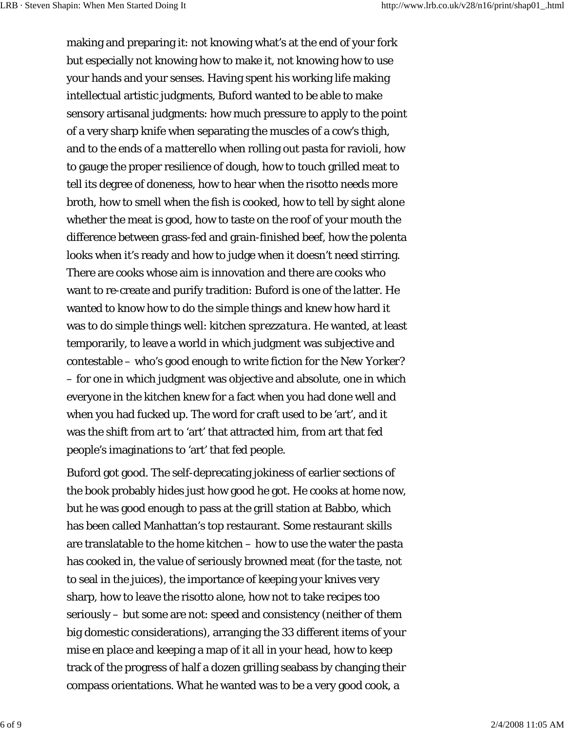making and preparing it: not knowing what's at the end of your fork but especially not knowing how to make it, not knowing how to use your hands and your senses. Having spent his working life making intellectual artistic judgments, Buford wanted to be able to make sensory artisanal judgments: how much pressure to apply to the point of a very sharp knife when separating the muscles of a cow's thigh, and to the ends of a *matterello* when rolling out pasta for ravioli, how to gauge the proper resilience of dough, how to touch grilled meat to tell its degree of doneness, how to hear when the risotto needs more broth, how to smell when the fish is cooked, how to tell by sight alone whether the meat is good, how to taste on the roof of your mouth the difference between grass-fed and grain-finished beef, how the polenta looks when it's ready and how to judge when it doesn't need stirring. There are cooks whose aim is innovation and there are cooks who want to re-create and purify tradition: Buford is one of the latter. He wanted to know how to do the simple things and knew how hard it was to do simple things well: kitchen *sprezzatura*. He wanted, at least temporarily, to leave a world in which judgment was subjective and contestable – who's good enough to write fiction for the *New Yorker*? – for one in which judgment was objective and absolute, one in which everyone in the kitchen knew for a fact when you had done well and when you had fucked up. The word for craft used to be 'art', and it was the shift from art to 'art' that attracted him, from art that fed people's imaginations to 'art' that fed people.

Buford got good. The self-deprecating jokiness of earlier sections of the book probably hides just how good he got. He cooks at home now, but he was good enough to pass at the grill station at Babbo, which has been called Manhattan's top restaurant. Some restaurant skills are translatable to the home kitchen – how to use the water the pasta has cooked in, the value of seriously browned meat (for the taste, not to seal in the juices), the importance of keeping your knives very sharp, how to leave the risotto alone, how not to take recipes too seriously – but some are not: speed and consistency (neither of them big domestic considerations), arranging the 33 different items of your *mise en place* and keeping a map of it all in your head, how to keep track of the progress of half a dozen grilling seabass by changing their compass orientations. What he wanted was to be a very good cook, a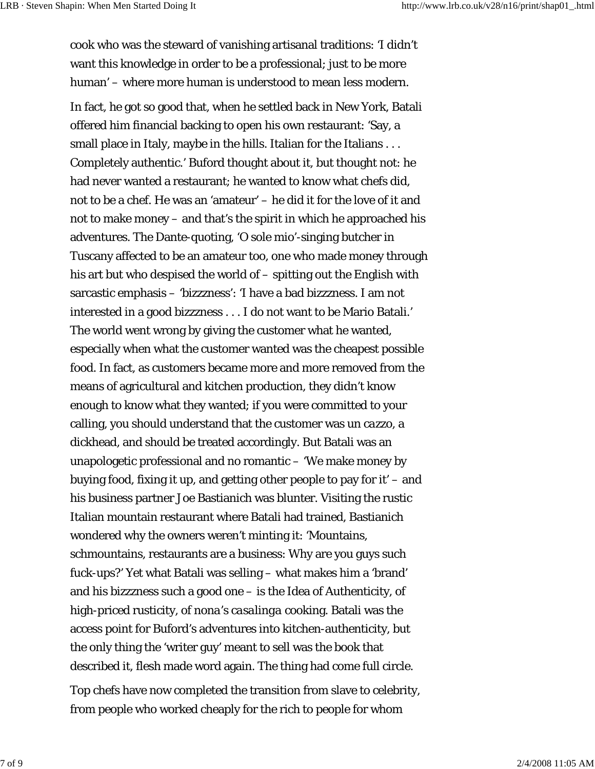cook who was the steward of vanishing artisanal traditions: 'I didn't want this knowledge in order to be a professional; just to be more human' – where more human is understood to mean less modern.

In fact, he got so good that, when he settled back in New York, Batali offered him financial backing to open his own restaurant: 'Say, a small place in Italy, maybe in the hills. Italian for the Italians . . . Completely authentic.' Buford thought about it, but thought not: he had never wanted a restaurant; he wanted to know what chefs did, not to be a chef. He was an 'amateur' – he did it for the love of it and not to make money – and that's the spirit in which he approached his adventures. The Dante-quoting, 'O sole mio'-singing butcher in Tuscany affected to be an amateur too, one who made money through his art but who despised the world of – spitting out the English with sarcastic emphasis – 'bizzzness': 'I have a bad bizzzness. I am not interested in a good bizzzness . . . I do not want to be Mario Batali.' The world went wrong by giving the customer what he wanted, especially when what the customer wanted was the cheapest possible food. In fact, as customers became more and more removed from the means of agricultural and kitchen production, they didn't know enough to know what they wanted; if you were committed to your calling, you should understand that the customer was un *cazzo*, a dickhead, and should be treated accordingly. But Batali was an unapologetic professional and no romantic – 'We make money by buying food, fixing it up, and getting other people to pay for it' – and his business partner Joe Bastianich was blunter. Visiting the rustic Italian mountain restaurant where Batali had trained, Bastianich wondered why the owners weren't minting it: 'Mountains, schmountains, restaurants are a business: Why are you guys such fuck-ups?' Yet what Batali was selling – what makes him a 'brand' and his bizzzness such a good one – is the Idea of Authenticity, of high-priced rusticity, of nona's *casalinga* cooking. Batali was the access point for Buford's adventures into kitchen-authenticity, but the only thing the 'writer guy' meant to sell was the book that described it, flesh made word again. The thing had come full circle.

Top chefs have now completed the transition from slave to celebrity, from people who worked cheaply for the rich to people for whom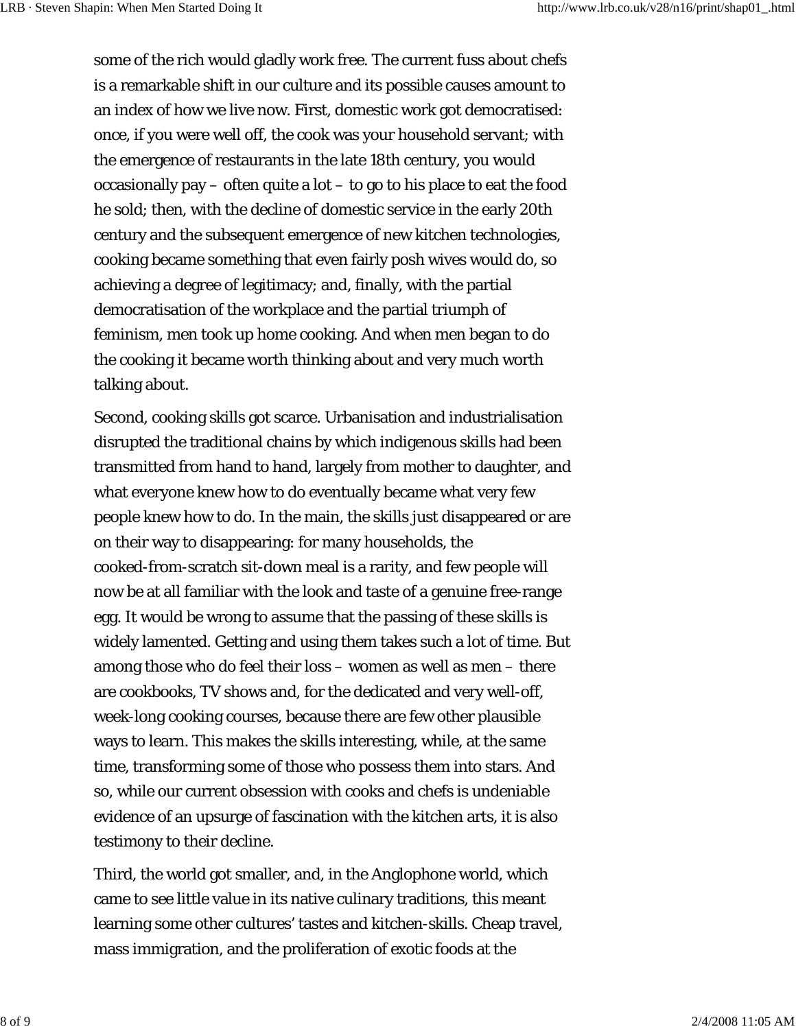some of the rich would gladly work free. The current fuss about chefs is a remarkable shift in our culture and its possible causes amount to an index of how we live now. First, domestic work got democratised: once, if you were well off, the cook was your household servant; with the emergence of restaurants in the late 18th century, you would occasionally pay – often quite a lot – to go to his place to eat the food he sold; then, with the decline of domestic service in the early 20th century and the subsequent emergence of new kitchen technologies, cooking became something that even fairly posh wives would do, so achieving a degree of legitimacy; and, finally, with the partial democratisation of the workplace and the partial triumph of feminism, men took up home cooking. And when men began to do the cooking it became worth thinking about and very much worth talking about.

Second, cooking skills got scarce. Urbanisation and industrialisation disrupted the traditional chains by which indigenous skills had been transmitted from hand to hand, largely from mother to daughter, and what everyone knew how to do eventually became what very few people knew how to do. In the main, the skills just disappeared or are on their way to disappearing: for many households, the cooked-from-scratch sit-down meal is a rarity, and few people will now be at all familiar with the look and taste of a genuine free-range egg. It would be wrong to assume that the passing of these skills is widely lamented. Getting and using them takes such a lot of time. But among those who do feel their loss – women as well as men – there are cookbooks, TV shows and, for the dedicated and very well-off, week-long cooking courses, because there are few other plausible ways to learn. This makes the skills interesting, while, at the same time, transforming some of those who possess them into stars. And so, while our current obsession with cooks and chefs is undeniable evidence of an upsurge of fascination with the kitchen arts, it is also testimony to their decline.

Third, the world got smaller, and, in the Anglophone world, which came to see little value in its native culinary traditions, this meant learning some other cultures' tastes and kitchen-skills. Cheap travel, mass immigration, and the proliferation of exotic foods at the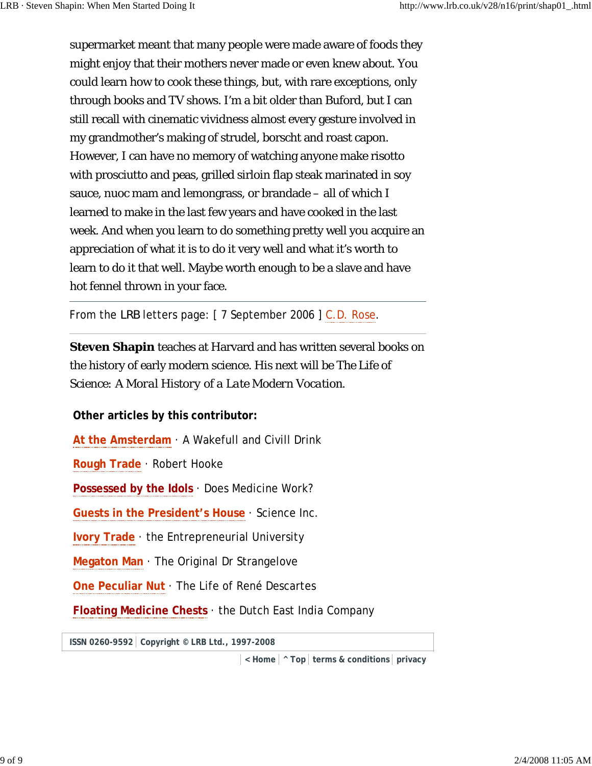supermarket meant that many people were made aware of foods they might enjoy that their mothers never made or even knew about. You could learn how to cook these things, but, with rare exceptions, only through books and TV shows. I'm a bit older than Buford, but I can still recall with cinematic vividness almost every gesture involved in my grandmother's making of strudel, borscht and roast capon. However, I can have no memory of watching anyone make risotto with prosciutto and peas, grilled sirloin flap steak marinated in soy sauce, nuoc mam and lemongrass, or brandade – all of which I learned to make in the last few years and have cooked in the last week. And when you learn to do something pretty well you acquire an appreciation of what it is to do it very well and what it's worth to learn to do it that well. Maybe worth enough to be a slave and have hot fennel thrown in your face.

---

From the LRB letters page: [ 7 September 2006 ] C.D. Rose.

---

**Steven Shapin** teaches at Harvard and has written several books on the history of early modern science. His next will be The Life of Science: *A Moral History of a Late Modern Vocation.*

**Other articles by this contributor:**

**At the Amsterdam** · A Wakefull and Civill Drink

**Rough Trade** · Robert Hooke

**Possessed by the Idols** · Does Medicine Work?

**Guests in the President's House** · Science Inc.

**Ivory Trade** · the Entrepreneurial University

**Megaton Man** · The Original Dr Strangelove

**One Peculiar Nut** · The Life of René Descartes

**Floating Medicine Chests** · the Dutch East India Company

ISSN 0260-9592 | Copyright © LRB Ltd., 1997-2008

< Home | ^ Top | terms & conditions | privacy